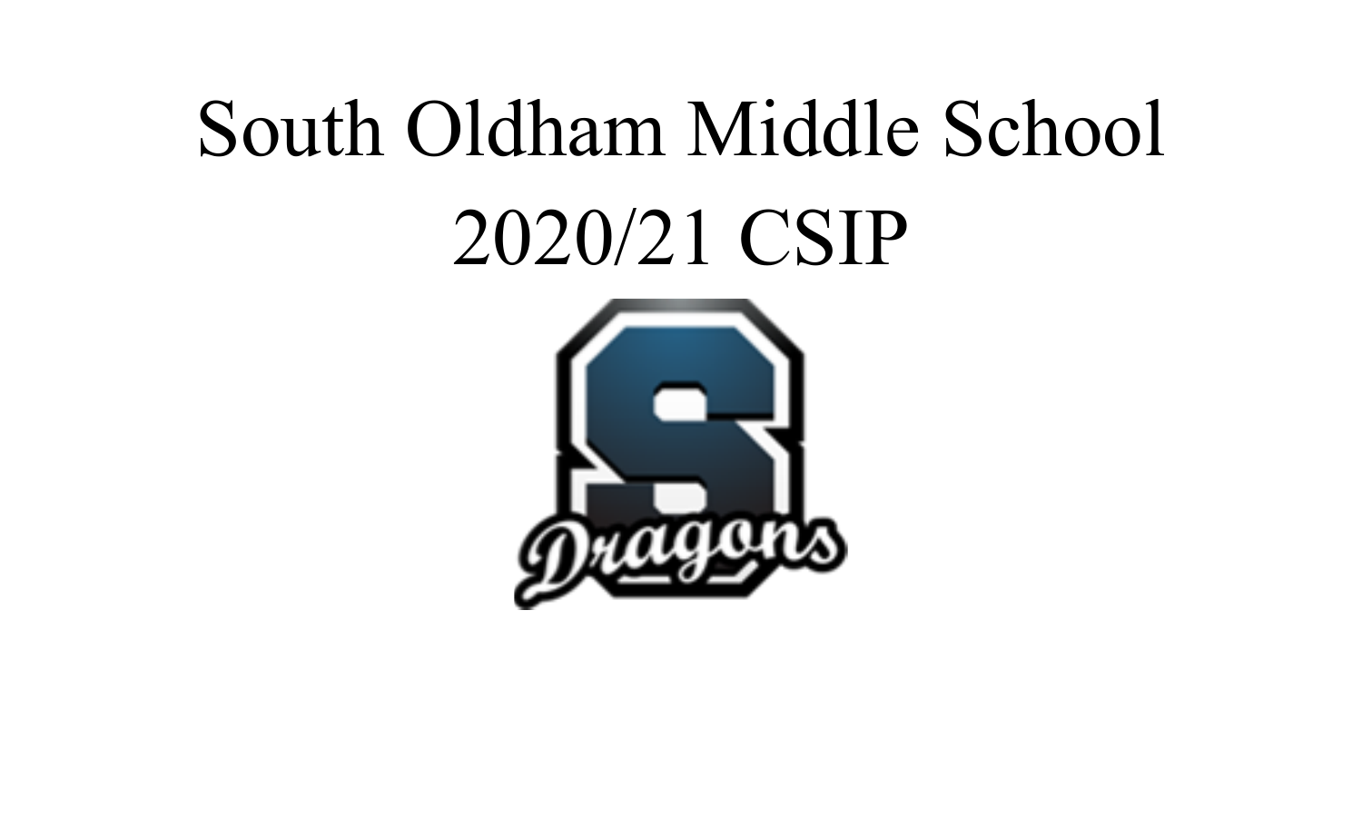# South Oldham Middle School

# 2020/21 CSIP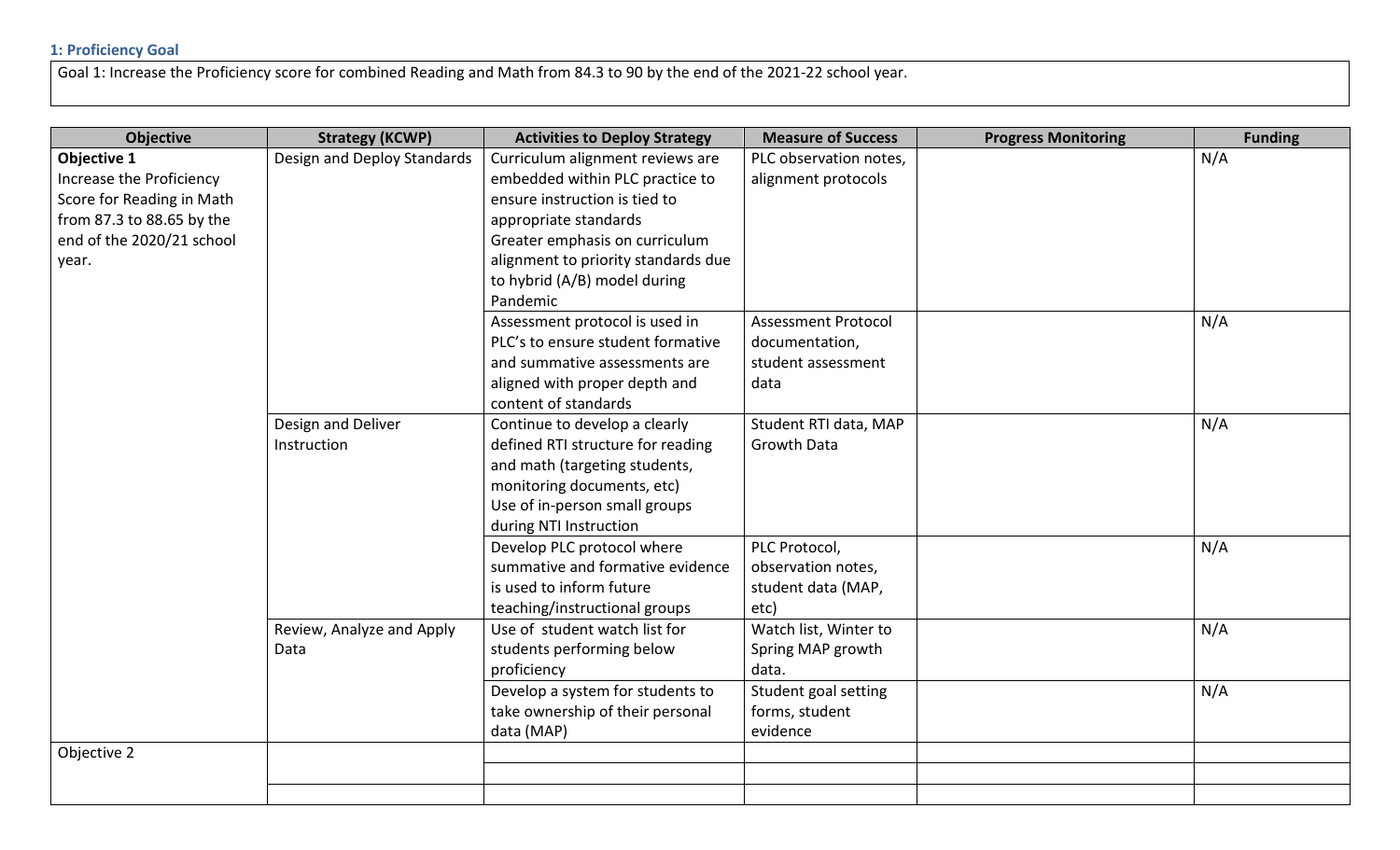### 1: Proficiency Goal

Goal 1: Increase the Proficiency score for combined Reading and Math from 84.3 to 90 by the end of the 2021-22 school year.

| Objective | Strategy (KCWP) | Activities to Deploy Strategy | Measure of Success | Progress Monitoring | Funding |
|---|---|---|---|---|---|
| **Objective 1** Increase the Proficiency Score for Reading in Math from 87.3 to 88.65 by the end of the 2020/21 school year. | Design and Deploy Standards | Curriculum alignment reviews are embedded within PLC practice to ensure instruction is tied to appropriate standards Greater emphasis on curriculum alignment to priority standards due to hybrid (A/B) model during Pandemic | PLC observation notes, alignment protocols | | N/A |
| | | Assessment protocol is used in PLC's to ensure student formative and summative assessments are aligned with proper depth and content of standards | Assessment Protocol documentation, student assessment data | | N/A |
| | Design and Deliver Instruction | Continue to develop a clearly defined RTI structure for reading and math (targeting students, monitoring documents, etc) Use of in-person small groups during NTI Instruction | Student RTI data, MAP Growth Data | | N/A |
| | | Develop PLC protocol where summative and formative evidence is used to inform future teaching/instructional groups | PLC Protocol, observation notes, student data (MAP, etc) | | N/A |
| | Review, Analyze and Apply Data | Use of student watch list for students performing below proficiency | Watch list, Winter to Spring MAP growth data. | | N/A |
| | | Develop a system for students to take ownership of their personal data (MAP) | Student goal setting forms, student evidence | | N/A |
| Objective 2 | | | | | |
| | | | | | |
| | | | | | |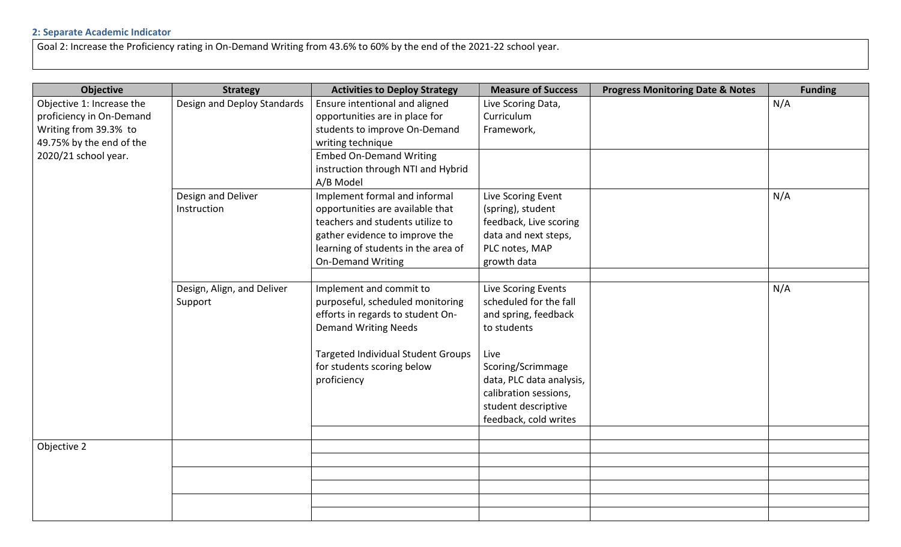## 2: Separate Academic Indicator

Goal 2: Increase the Proficiency rating in On-Demand Writing from 43.6% to 60% by the end of the 2021-22 school year.

| Objective | Strategy | Activities to Deploy Strategy | Measure of Success | Progress Monitoring Date & Notes | Funding |
|---|---|---|---|---|---|
| Objective 1: Increase the proficiency in On-Demand Writing from 39.3% to 49.75% by the end of the 2020/21 school year. | Design and Deploy Standards | Ensure intentional and aligned opportunities are in place for students to improve On-Demand writing technique | Live Scoring Data, Curriculum Framework, | | N/A |
| | | Embed On-Demand Writing instruction through NTI and Hybrid A/B Model | | | |
| | Design and Deliver Instruction | Implement formal and informal opportunities are available that teachers and students utilize to gather evidence to improve the learning of students in the area of On-Demand Writing | Live Scoring Event (spring), student feedback, Live scoring data and next steps, PLC notes, MAP growth data | | N/A |
| | | | | | |
| | Design, Align, and Deliver Support | Implement and commit to purposeful, scheduled monitoring efforts in regards to student On-Demand Writing Needs<br><br>Targeted Individual Student Groups for students scoring below proficiency | Live Scoring Events scheduled for the fall and spring, feedback to students<br><br>Live Scoring/Scrimmage data, PLC data analysis, calibration sessions, student descriptive feedback, cold writes | | N/A |
| | | | | | |
| Objective 2 | | | | | |
| | | | | | |
| | | | | | |
| | | | | | |
| | | | | | |
| | | | | | |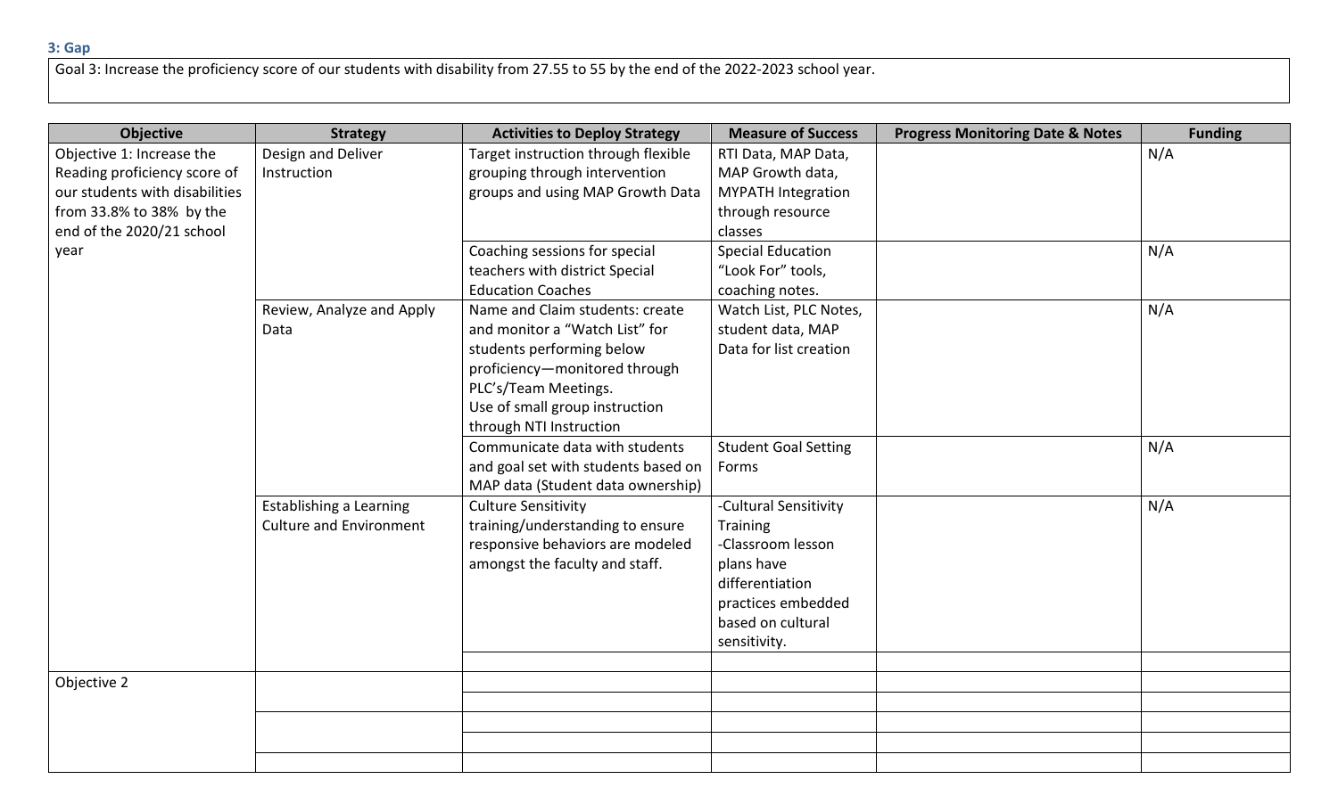### 3: Gap

Goal 3: Increase the proficiency score of our students with disability from 27.55 to 55 by the end of the 2022-2023 school year.

| Objective | Strategy | Activities to Deploy Strategy | Measure of Success | Progress Monitoring Date & Notes | Funding |
|---|---|---|---|---|---|
| Objective 1: Increase the Reading proficiency score of our students with disabilities from 33.8% to 38% by the end of the 2020/21 school year | Design and Deliver Instruction | Target instruction through flexible grouping through intervention groups and using MAP Growth Data | RTI Data, MAP Data, MAP Growth data, MYPATH Integration through resource classes | | N/A |
| | | Coaching sessions for special teachers with district Special Education Coaches | Special Education "Look For" tools, coaching notes. | | N/A |
| | Review, Analyze and Apply Data | Name and Claim students: create and monitor a "Watch List" for students performing below proficiency—monitored through PLC's/Team Meetings. Use of small group instruction through NTI Instruction | Watch List, PLC Notes, student data, MAP Data for list creation | | N/A |
| | | Communicate data with students and goal set with students based on MAP data (Student data ownership) | Student Goal Setting Forms | | N/A |
| | Establishing a Learning Culture and Environment | Culture Sensitivity training/understanding to ensure responsive behaviors are modeled amongst the faculty and staff. | -Cultural Sensitivity Training<br>-Classroom lesson plans have differentiation practices embedded based on cultural sensitivity. | | N/A |
| | | | | | |
| Objective 2 | | | | | |
| | | | | | |
| | | | | | |
| | | | | | |
| | | | | | |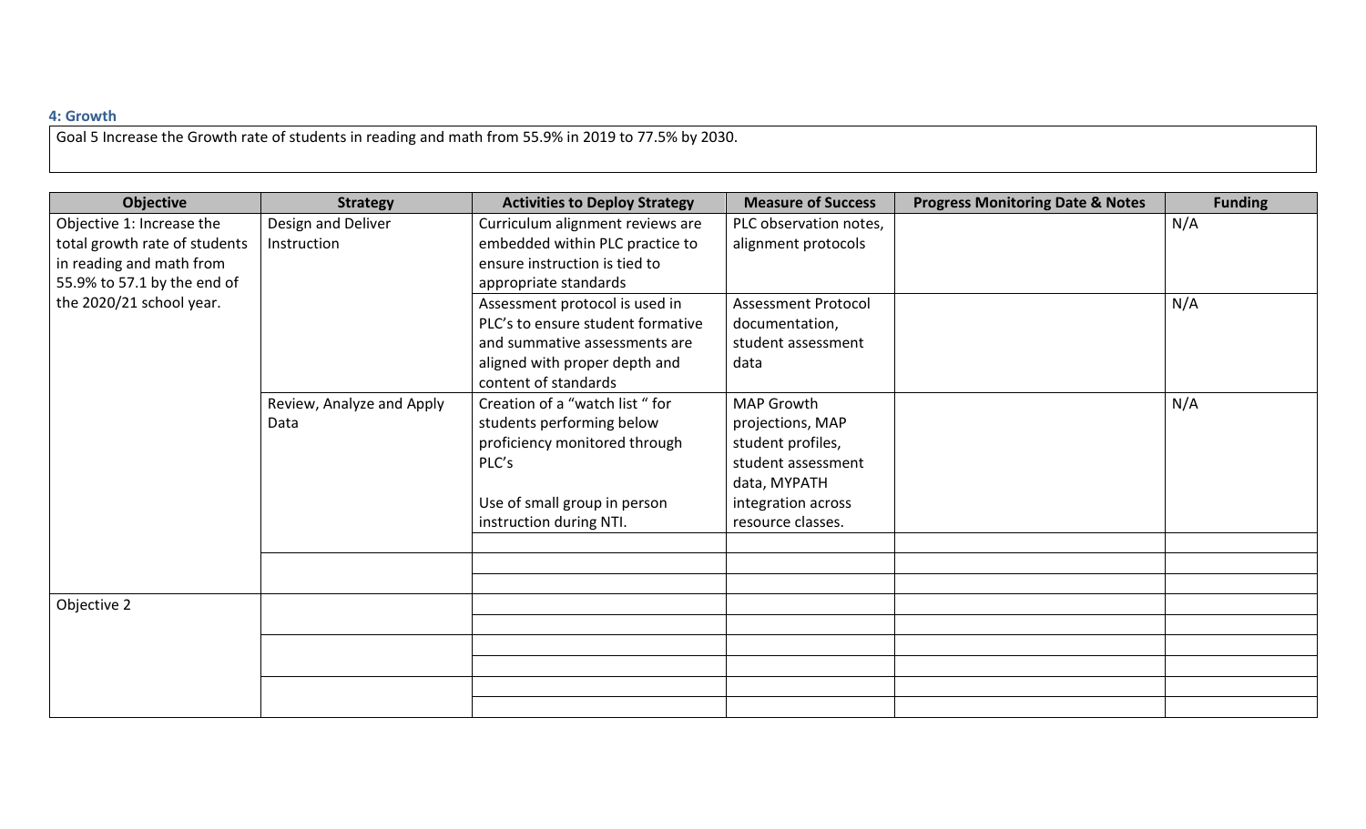#### 4: Growth

Goal 5 Increase the Growth rate of students in reading and math from 55.9% in 2019 to 77.5% by 2030.

| Objective | Strategy | Activities to Deploy Strategy | Measure of Success | Progress Monitoring Date & Notes | Funding |
|---|---|---|---|---|---|
| Objective 1: Increase the total growth rate of students in reading and math from 55.9% to 57.1 by the end of the 2020/21 school year. | Design and Deliver Instruction | Curriculum alignment reviews are embedded within PLC practice to ensure instruction is tied to appropriate standards | PLC observation notes, alignment protocols | | N/A |
| | | Assessment protocol is used in PLC's to ensure student formative and summative assessments are aligned with proper depth and content of standards | Assessment Protocol documentation, student assessment data | | N/A |
| | Review, Analyze and Apply Data | Creation of a "watch list " for students performing below proficiency monitored through PLC's<br><br>Use of small group in person instruction during NTI. | MAP Growth projections, MAP student profiles, student assessment data, MYPATH integration across resource classes. | | N/A |
| | | | | | |
| | | | | | |
| | | | | | |
| Objective 2 | | | | | |
| | | | | | |
| | | | | | |
| | | | | | |
| | | | | | |
| | | | | | |